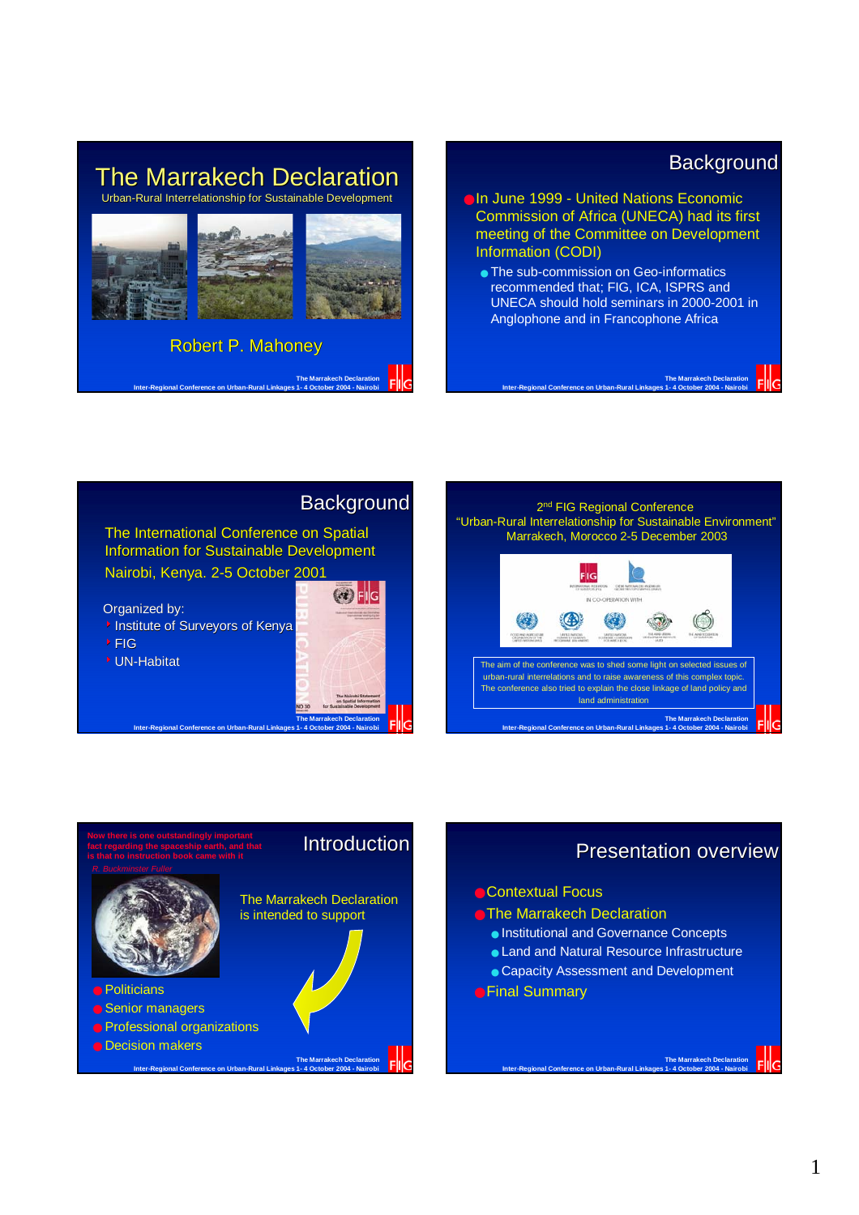# The Marrakech Declaration

Urban-Rural Interrelationship for Sustainable Development

Robert P. Mahoney

## Background

- In June 1999 - United Nations Economic Commission of Africa (UNECA) had its first meeting of the Committee on Development Information (CODI)
  - The sub-commission on Geo-informatics recommended that; FIG, ICA, ISPRS and UNECA should hold seminars in 2000-2001 in Anglophone and in Francophone Africa

## Background

The International Conference on Spatial Information for Sustainable Development

Nairobi, Kenya. 2-5 October 2001

Organized by:

- Institute of Surveyors of Kenya
- FIG
- UN-Habitat

## 2nd FIG Regional Conference

"Urban-Rural Interrelationship for Sustainable Environment"

Marrakech, Morocco 2-5 December 2003

The aim of the conference was to shed some light on selected issues of urban-rural interrelations and to raise awareness of this complex topic. The conference also tried to explain the close linkage of land policy and land administration

## Introduction

Now there is one outstandingly important fact regarding the spaceship earth, and that is that no instruction book came with it

*R. Buckminster Fuller*

The Marrakech Declaration is intended to support

- Politicians
- Senior managers
- Professional organizations
- Decision makers

## Presentation overview

- Contextual Focus
- The Marrakech Declaration
  - Institutional and Governance Concepts
  - Land and Natural Resource Infrastructure
  - Capacity Assessment and Development
- Final Summary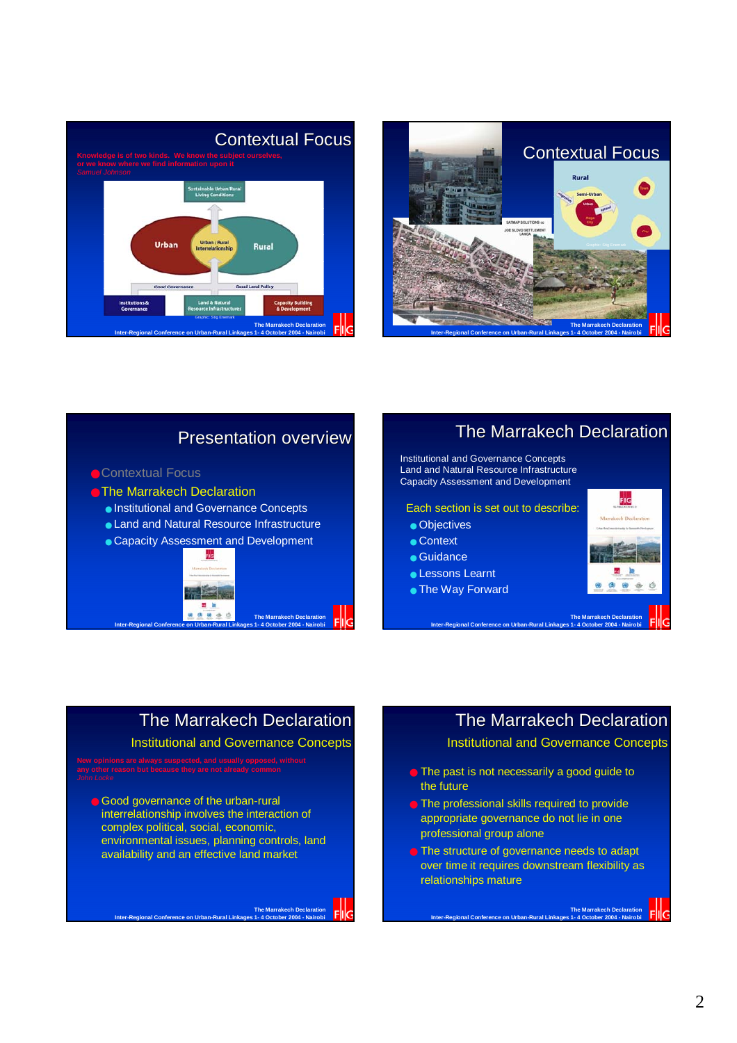## Contextual Focus

Knowledge is of two kinds. We know the subject ourselves, or we know where we find information upon it
*Samuel Johnson*

Sustainable Urban/Rural Living Conditions

Urban — Urban / Rural Interrelationship — Rural

Good Governance — Good Land Policy

Institutions & Governance — Land & Natural Resource Infrastructures — Capacity Building & Development

Graphic: Stig Enemark

## Contextual Focus

Rural — Semi-Urban — Urban — Town — Mega City

## Presentation overview

- Contextual Focus
- The Marrakech Declaration
  - Institutional and Governance Concepts
  - Land and Natural Resource Infrastructure
  - Capacity Assessment and Development

## The Marrakech Declaration

Institutional and Governance Concepts
Land and Natural Resource Infrastructure
Capacity Assessment and Development

Each section is set out to describe:

- Objectives
- Context
- Guidance
- Lessons Learnt
- The Way Forward

## The Marrakech Declaration

### Institutional and Governance Concepts

New opinions are always suspected, and usually opposed, without any other reason but because they are not already common
*John Locke*

- Good governance of the urban-rural interrelationship involves the interaction of complex political, social, economic, environmental issues, planning controls, land availability and an effective land market

## The Marrakech Declaration

### Institutional and Governance Concepts

- The past is not necessarily a good guide to the future
- The professional skills required to provide appropriate governance do not lie in one professional group alone
- The structure of governance needs to adapt over time it requires downstream flexibility as relationships mature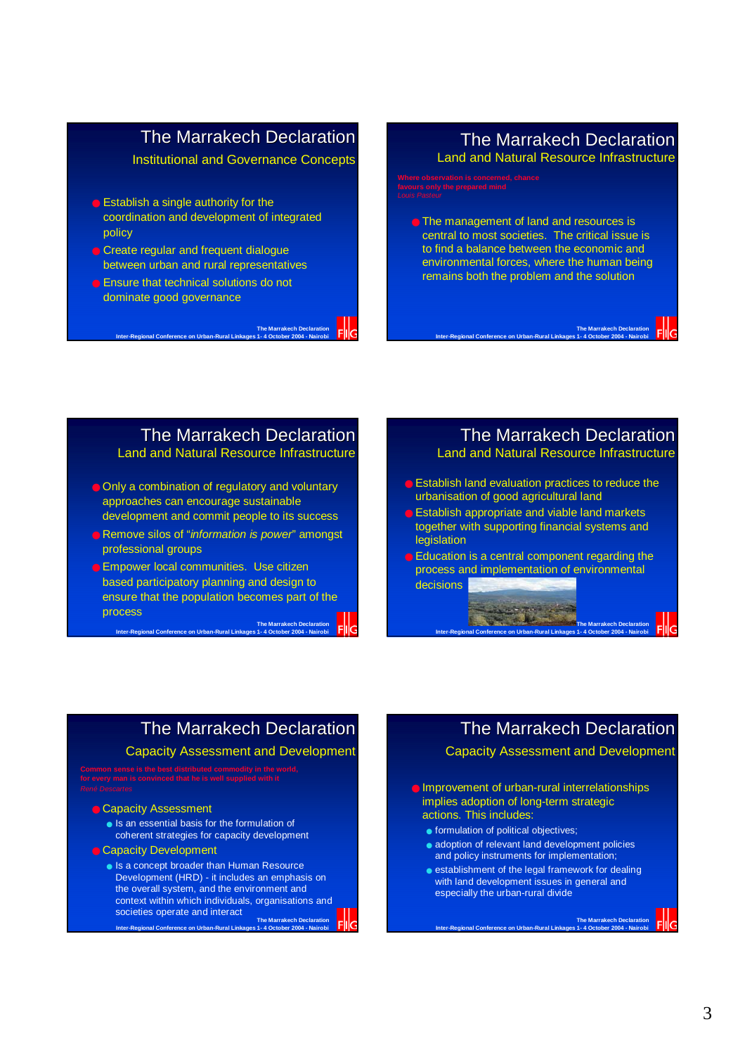## The Marrakech Declaration

### Institutional and Governance Concepts

- Establish a single authority for the coordination and development of integrated policy
- Create regular and frequent dialogue between urban and rural representatives
- Ensure that technical solutions do not dominate good governance

## The Marrakech Declaration

### Land and Natural Resource Infrastructure

Where observation is concerned, chance favours only the prepared mind
*Louis Pasteur*

- The management of land and resources is central to most societies. The critical issue is to find a balance between the economic and environmental forces, where the human being remains both the problem and the solution

## The Marrakech Declaration

### Land and Natural Resource Infrastructure

- Only a combination of regulatory and voluntary approaches can encourage sustainable development and commit people to its success
- Remove silos of "*information is power*" amongst professional groups
- Empower local communities. Use citizen based participatory planning and design to ensure that the population becomes part of the process

## The Marrakech Declaration

### Land and Natural Resource Infrastructure

- Establish land evaluation practices to reduce the urbanisation of good agricultural land
- Establish appropriate and viable land markets together with supporting financial systems and legislation
- Education is a central component regarding the process and implementation of environmental decisions

## The Marrakech Declaration

### Capacity Assessment and Development

Common sense is the best distributed commodity in the world, for every man is convinced that he is well supplied with it
*René Descartes*

- Capacity Assessment
  - Is an essential basis for the formulation of coherent strategies for capacity development
- Capacity Development
  - Is a concept broader than Human Resource Development (HRD) - it includes an emphasis on the overall system, and the environment and context within which individuals, organisations and societies operate and interact

## The Marrakech Declaration

### Capacity Assessment and Development

- Improvement of urban-rural interrelationships implies adoption of long-term strategic actions. This includes:
  - formulation of political objectives;
  - adoption of relevant land development policies and policy instruments for implementation;
  - establishment of the legal framework for dealing with land development issues in general and especially the urban-rural divide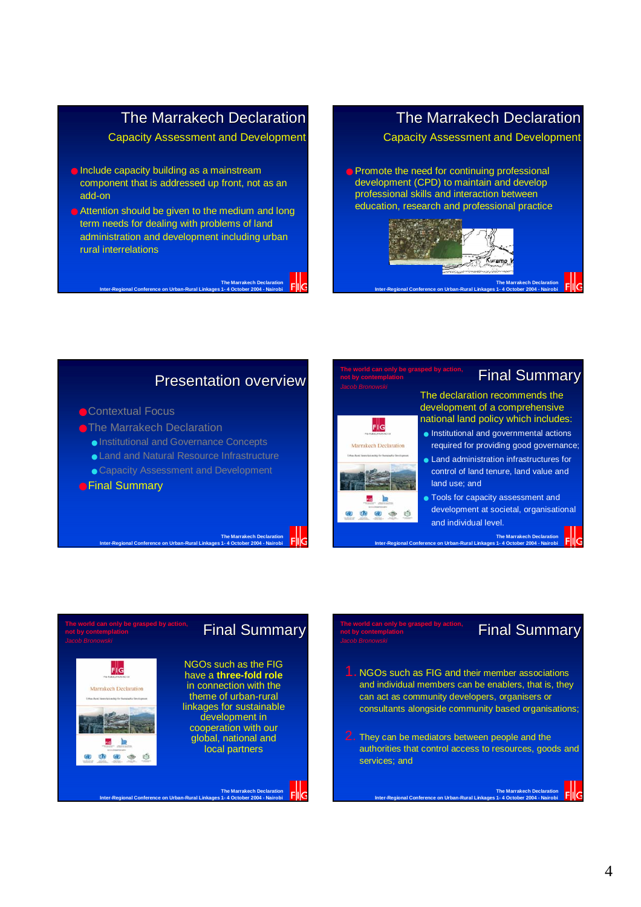## The Marrakech Declaration

### Capacity Assessment and Development

- Include capacity building as a mainstream component that is addressed up front, not as an add-on
- Attention should be given to the medium and long term needs for dealing with problems of land administration and development including urban rural interrelations

## The Marrakech Declaration

### Capacity Assessment and Development

- Promote the need for continuing professional development (CPD) to maintain and develop professional skills and interaction between education, research and professional practice

## Presentation overview

- Contextual Focus
- The Marrakech Declaration
  - Institutional and Governance Concepts
  - Land and Natural Resource Infrastructure
  - Capacity Assessment and Development
- Final Summary

## Final Summary

*The world can only be grasped by action, not by contemplation*
*Jacob Bronowski*

The declaration recommends the development of a comprehensive national land policy which includes:

- Institutional and governmental actions required for providing good governance;
- Land administration infrastructures for control of land tenure, land value and land use; and
- Tools for capacity assessment and development at societal, organisational and individual level.

## Final Summary

*The world can only be grasped by action, not by contemplation*
*Jacob Bronowski*

NGOs such as the FIG have a **three-fold role** in connection with the theme of urban-rural linkages for sustainable development in cooperation with our global, national and local partners

## Final Summary

*The world can only be grasped by action, not by contemplation*
*Jacob Bronowski*

1. NGOs such as FIG and their member associations and individual members can be enablers, that is, they can act as community developers, organisers or consultants alongside community based organisations;
2. They can be mediators between people and the authorities that control access to resources, goods and services; and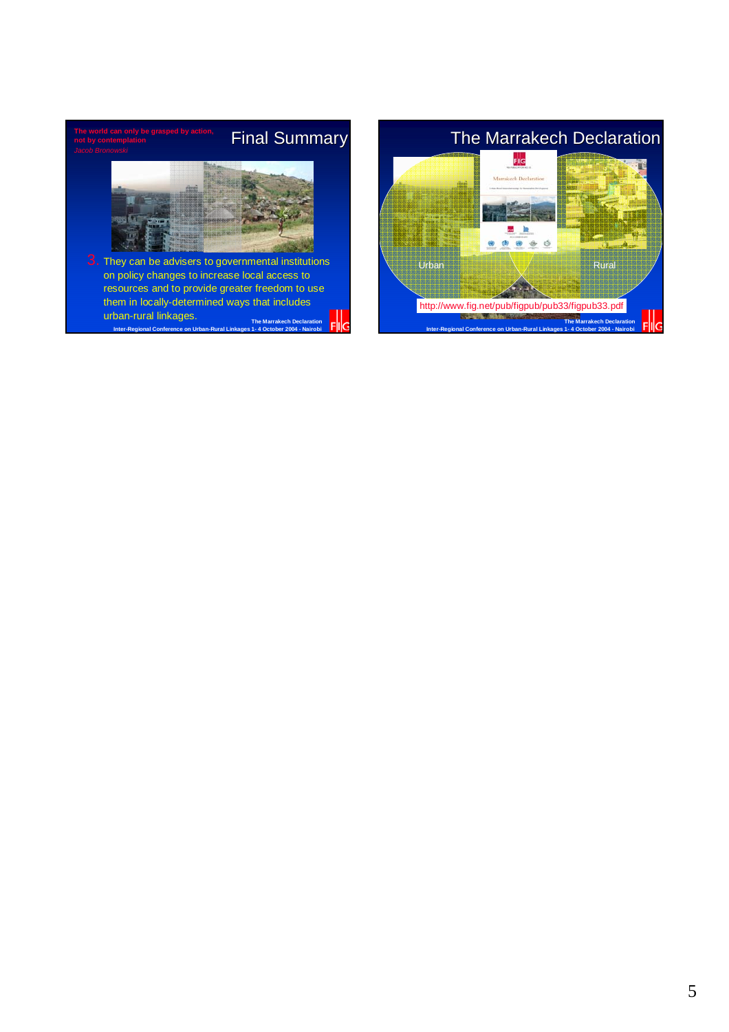## Final Summary

**The world can only be grasped by action, not by contemplation**

*Jacob Bronowski*

3. They can be advisers to governmental institutions on policy changes to increase local access to resources and to provide greater freedom to use them in locally-determined ways that includes urban-rural linkages.

The Marrakech Declaration

Inter-Regional Conference on Urban-Rural Linkages 1- 4 October 2004 - Nairobi

## The Marrakech Declaration

Urban

Rural

http://www.fig.net/pub/figpub/pub33/figpub33.pdf

The Marrakech Declaration

Inter-Regional Conference on Urban-Rural Linkages 1- 4 October 2004 - Nairobi